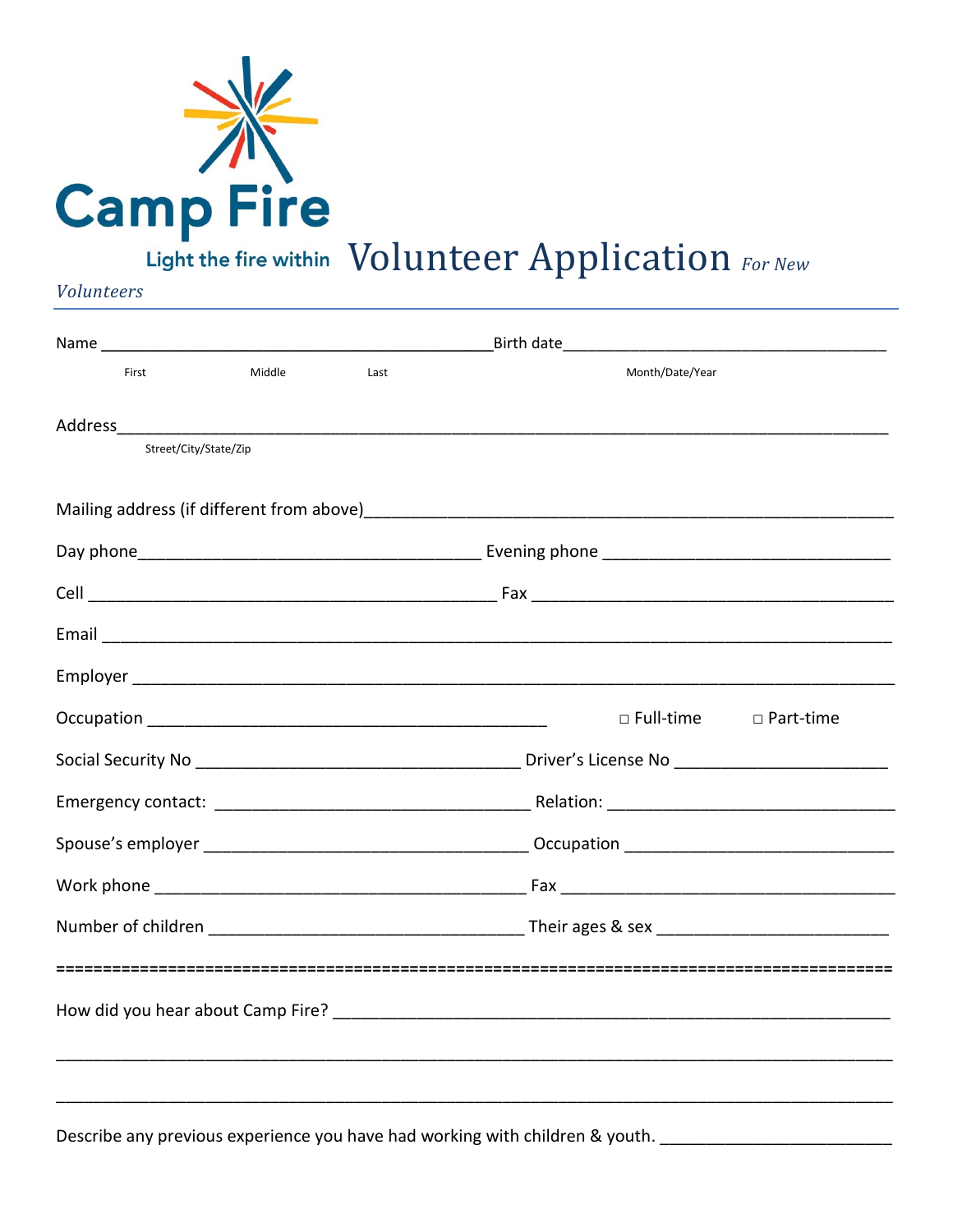Camp Fire

Light the fire within

# Volunteer Application *For New Volunteers*

Name ________________________________________________ Birth date ______________________________________

First Middle Last Month/Date/Year

Address ______________________________________________________________________________________

Street/City/State/Zip

Mailing address (if different from above) _____________________________________________________________

Day phone ___________________________________________ Evening phone ________________________________

Cell ___________________________________________________ Fax _________________________________________

Email ___________________________________________________________________________________________

Employer ________________________________________________________________________________________

Occupation _______________________________________________ □ Full-time □ Part-time

Social Security No ____________________________________ Driver's License No _______________________

Emergency contact: ___________________________________ Relation: ________________________________

Spouse's employer ____________________________________ Occupation ______________________________

Work phone _______________________________________________ Fax _______________________________________

Number of children ___________________________________ Their ages & sex __________________________

==========================================================================================

How did you hear about Camp Fire? ____________________________________________________________

__________________________________________________________________________________________________

__________________________________________________________________________________________________

Describe any previous experience you have had working with children & youth. _________________________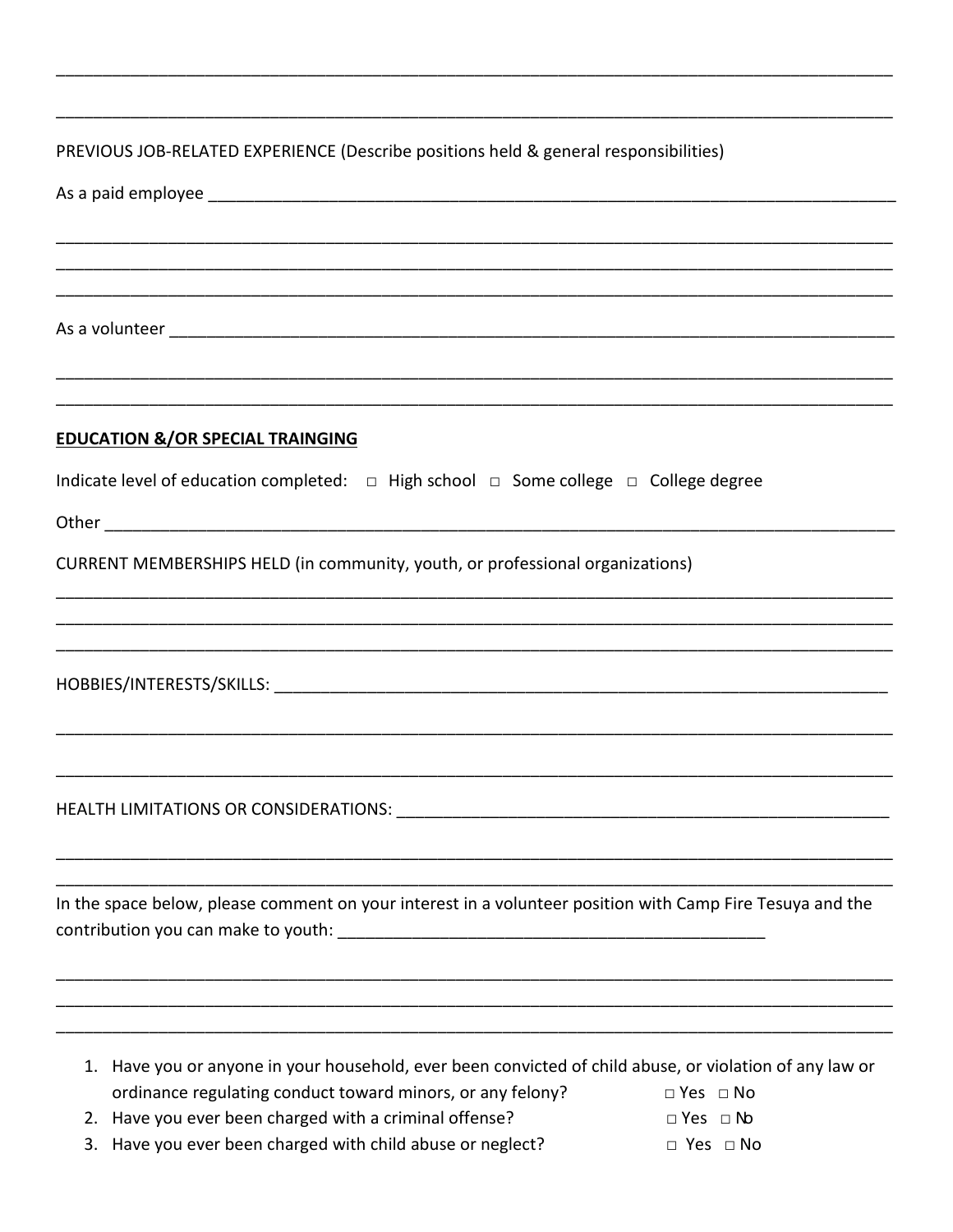_______________________________________________________________________________________

_______________________________________________________________________________________

PREVIOUS JOB-RELATED EXPERIENCE (Describe positions held & general responsibilities)

As a paid employee _____________________________________________________________________

_______________________________________________________________________________________

_______________________________________________________________________________________

_______________________________________________________________________________________

As a volunteer _________________________________________________________________________

_______________________________________________________________________________________

_______________________________________________________________________________________

**EDUCATION &/OR SPECIAL TRAINGING**

Indicate level of education completed: □ High school □ Some college □ College degree

Other _________________________________________________________________________________

CURRENT MEMBERSHIPS HELD (in community, youth, or professional organizations)

_______________________________________________________________________________________

_______________________________________________________________________________________

_______________________________________________________________________________________

HOBBIES/INTERESTS/SKILLS: _____________________________________________________________

_______________________________________________________________________________________

_______________________________________________________________________________________

HEALTH LIMITATIONS OR CONSIDERATIONS: ____________________________________________________

_______________________________________________________________________________________

_______________________________________________________________________________________

In the space below, please comment on your interest in a volunteer position with Camp Fire Tesuya and the contribution you can make to youth: ______________________________________________

_______________________________________________________________________________________

_______________________________________________________________________________________

_______________________________________________________________________________________

1. Have you or anyone in your household, ever been convicted of child abuse, or violation of any law or ordinance regulating conduct toward minors, or any felony? □ Yes □ No
2. Have you ever been charged with a criminal offense? □ Yes □ No
3. Have you ever been charged with child abuse or neglect? □ Yes □ No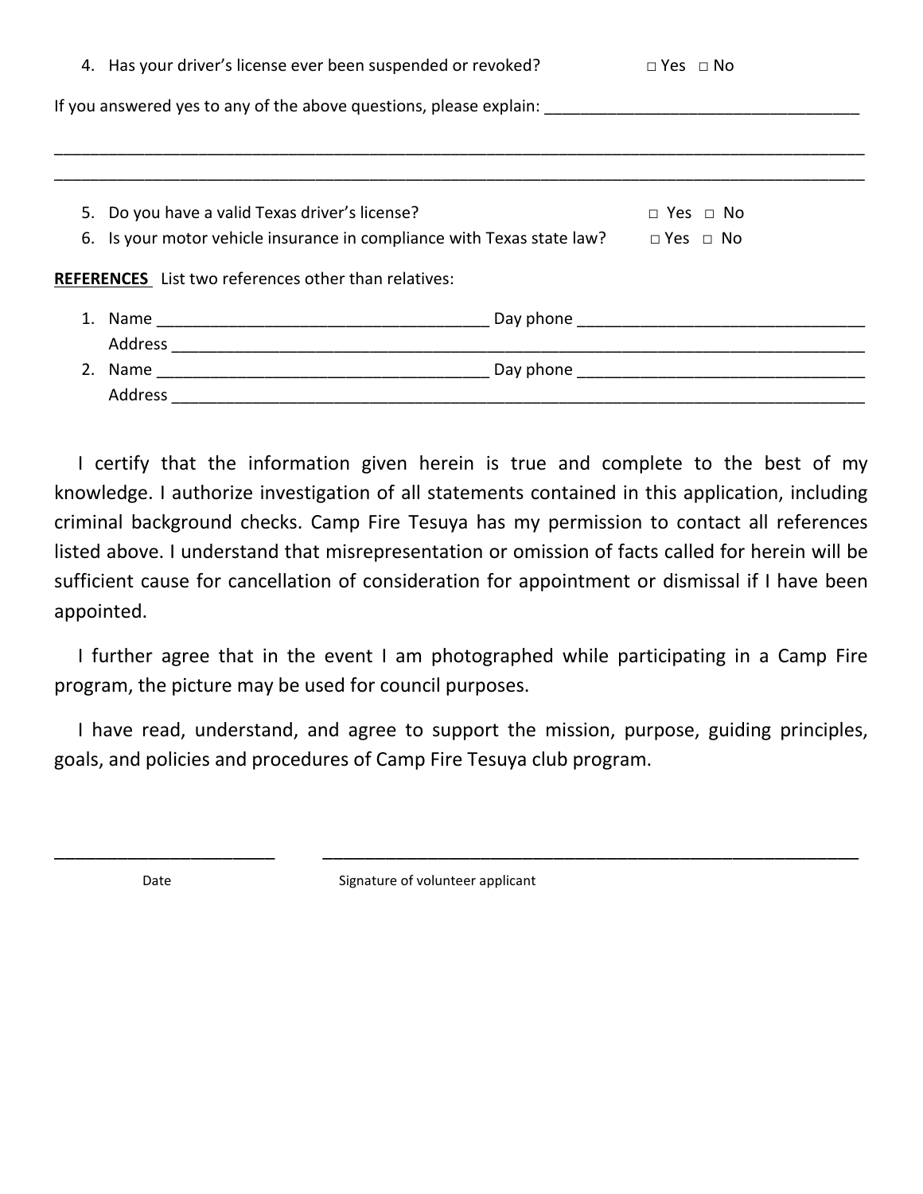4. Has your driver's license ever been suspended or revoked? □ Yes □ No

If you answered yes to any of the above questions, please explain: ___________________________________

_____________________________________________________________________________________________

_____________________________________________________________________________________________

5. Do you have a valid Texas driver's license? □ Yes □ No
6. Is your motor vehicle insurance in compliance with Texas state law? □ Yes □ No

**REFERENCES** List two references other than relatives:

1. Name _____________________________________ Day phone ________________________________
   Address ________________________________________________________________________________
2. Name _____________________________________ Day phone ________________________________
   Address ________________________________________________________________________________

I certify that the information given herein is true and complete to the best of my knowledge. I authorize investigation of all statements contained in this application, including criminal background checks. Camp Fire Tesuya has my permission to contact all references listed above. I understand that misrepresentation or omission of facts called for herein will be sufficient cause for cancellation of consideration for appointment or dismissal if I have been appointed.

I further agree that in the event I am photographed while participating in a Camp Fire program, the picture may be used for council purposes.

I have read, understand, and agree to support the mission, purpose, guiding principles, goals, and policies and procedures of Camp Fire Tesuya club program.

________________________ ____________________________________________________________

Date Signature of volunteer applicant